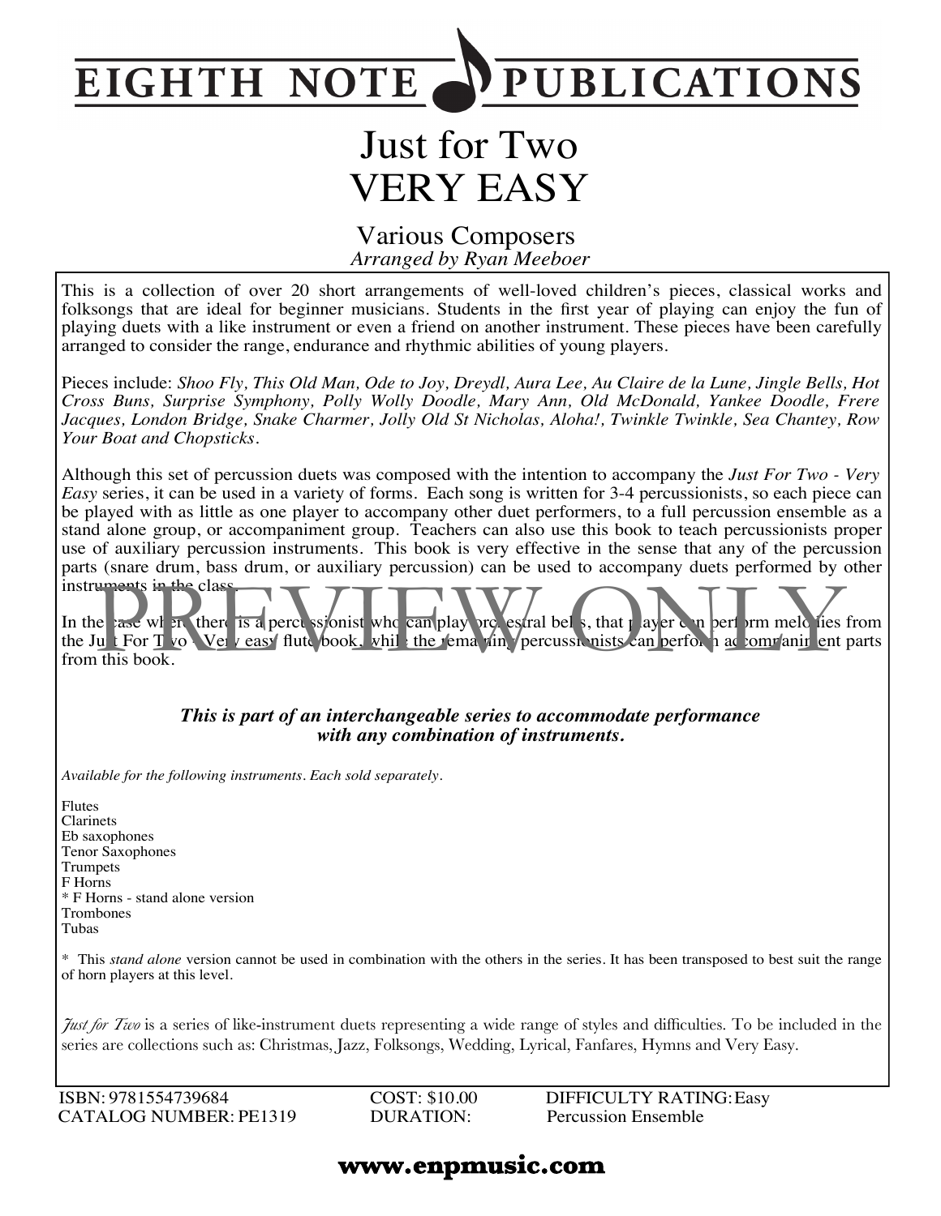# EIGHTH NOTE PUBLICATIONS

# Just for Two
# VERY EASY

## Various Composers
*Arranged by Ryan Meeboer*

This is a collection of over 20 short arrangements of well-loved children's pieces, classical works and folksongs that are ideal for beginner musicians. Students in the first year of playing can enjoy the fun of playing duets with a like instrument or even a friend on another instrument. These pieces have been carefully arranged to consider the range, endurance and rhythmic abilities of young players.

Pieces include: *Shoo Fly, This Old Man, Ode to Joy, Dreydl, Aura Lee, Au Claire de la Lune, Jingle Bells, Hot Cross Buns, Surprise Symphony, Polly Wolly Doodle, Mary Ann, Old McDonald, Yankee Doodle, Frere Jacques, London Bridge, Snake Charmer, Jolly Old St Nicholas, Aloha!, Twinkle Twinkle, Sea Chantey, Row Your Boat and Chopsticks.*

Although this set of percussion duets was composed with the intention to accompany the *Just For Two - Very Easy* series, it can be used in a variety of forms. Each song is written for 3-4 percussionists, so each piece can be played with as little as one player to accompany other duet performers, to a full percussion ensemble as a stand alone group, or accompaniment group. Teachers can also use this book to teach percussionists proper use of auxiliary percussion instruments. This book is very effective in the sense that any of the percussion parts (snare drum, bass drum, or auxiliary percussion) can be used to accompany duets performed by other instruments in the class.

In the case where there is a percussionist who can play orchestral bells, that player can perform melodies from the Just For Two - Very easy flute book, while the remaining percussionists can perform accompaniment parts from this book.

***This is part of an interchangeable series to accommodate performance with any combination of instruments.***

*Available for the following instruments. Each sold separately.*

Flutes
Clarinets
Eb saxophones
Tenor Saxophones
Trumpets
F Horns
* F Horns - stand alone version
Trombones
Tubas

* This *stand alone* version cannot be used in combination with the others in the series. It has been transposed to best suit the range of horn players at this level.

*Just for Two* is a series of like-instrument duets representing a wide range of styles and difficulties. To be included in the series are collections such as: Christmas, Jazz, Folksongs, Wedding, Lyrical, Fanfares, Hymns and Very Easy.

ISBN: 9781554739684
CATALOG NUMBER: PE1319
COST: $10.00
DURATION:
DIFFICULTY RATING: Easy
Percussion Ensemble

**www.enpmusic.com**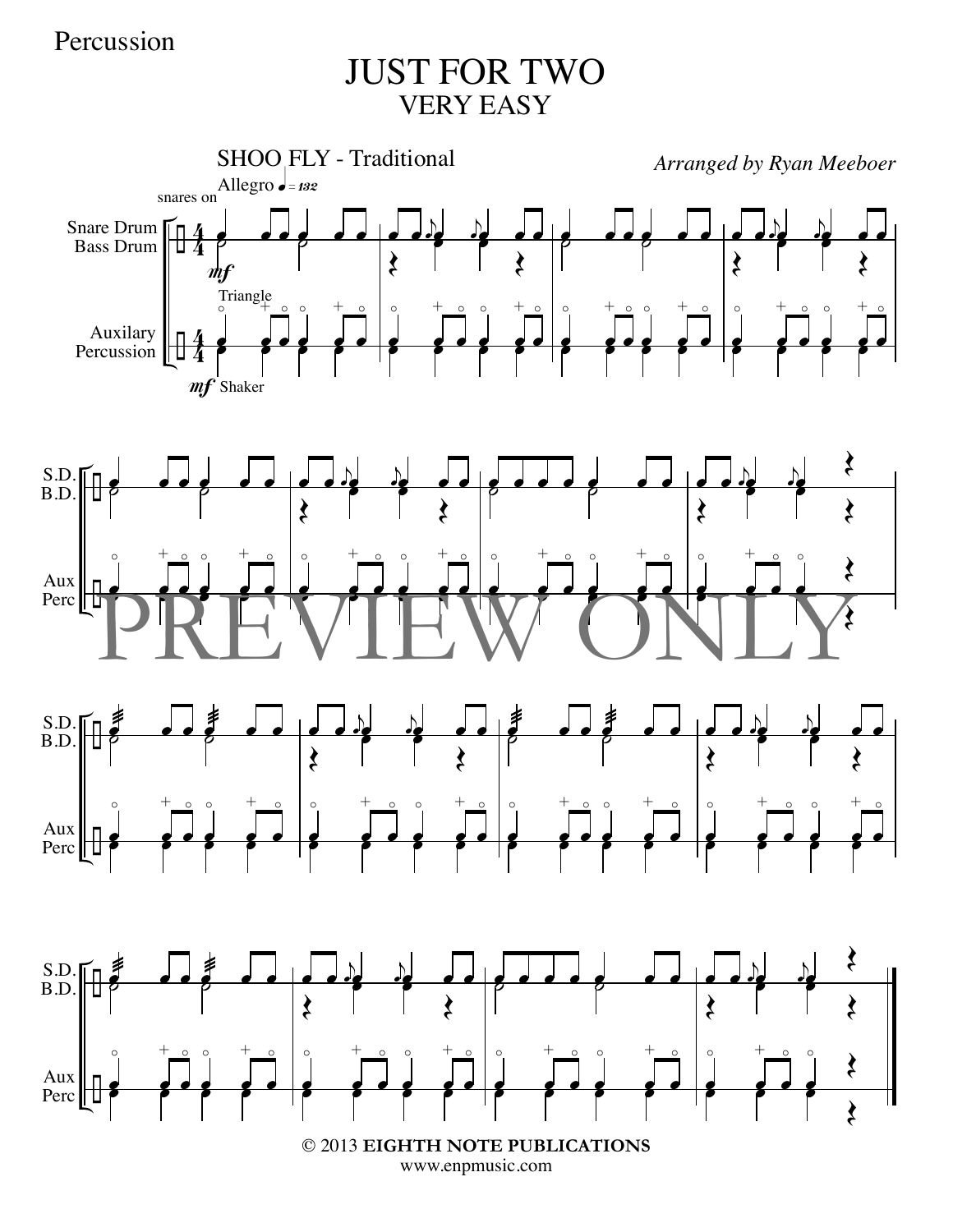Percussion

# JUST FOR TWO
## VERY EASY

SHOO FLY - Traditional

*Arranged by Ryan Meeboer*

Allegro ♩= 132

snares on

Snare Drum
Bass Drum

Triangle

Auxilary Percussion

*mf* Shaker

S.D.
B.D.

Aux Perc

PREVIEW ONLY

© 2013 **EIGHTH NOTE PUBLICATIONS**
www.enpmusic.com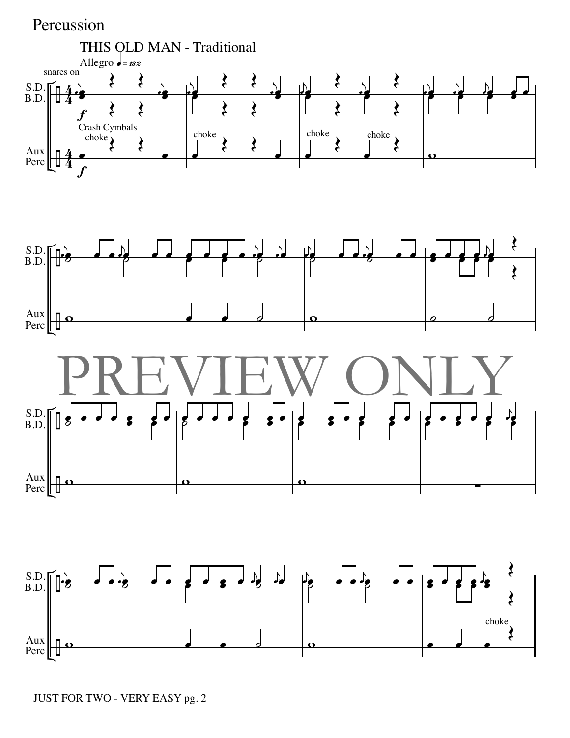Percussion

# THIS OLD MAN - Traditional

Allegro ♩ = 132

snares on

S.D.
B.D.

*f*

Crash Cymbals

choke

Aux Perc

*f*

choke

choke

choke

S.D.
B.D.

Aux Perc

S.D.
B.D.

Aux Perc

S.D.
B.D.

choke

Aux Perc

JUST FOR TWO - VERY EASY pg. 2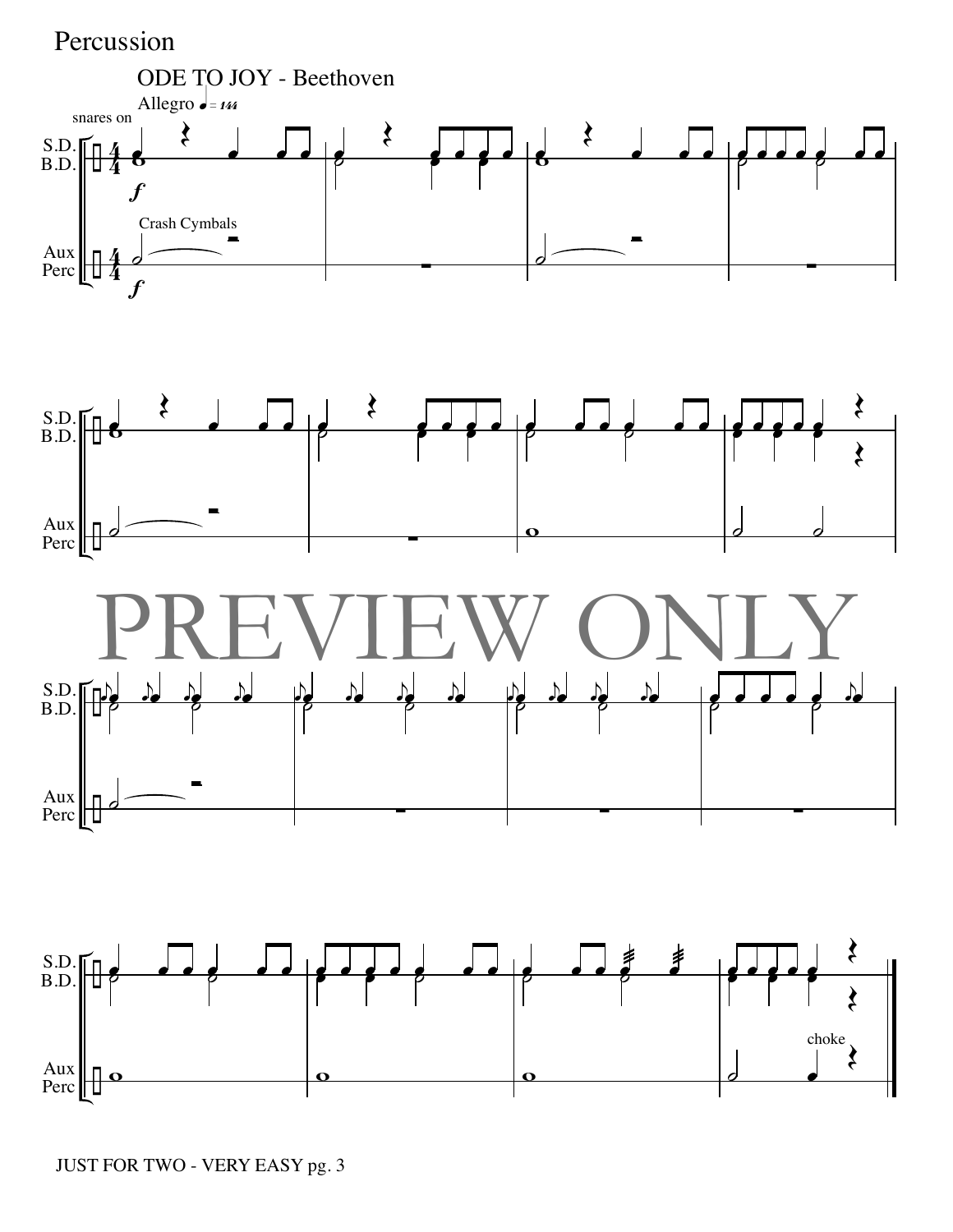Percussion

# ODE TO JOY - Beethoven

Allegro ♩ = 144

snares on

S.D.
B.D.

*f*

Crash Cymbals

Aux Perc

*f*

PREVIEW ONLY

choke

JUST FOR TWO - VERY EASY pg. 3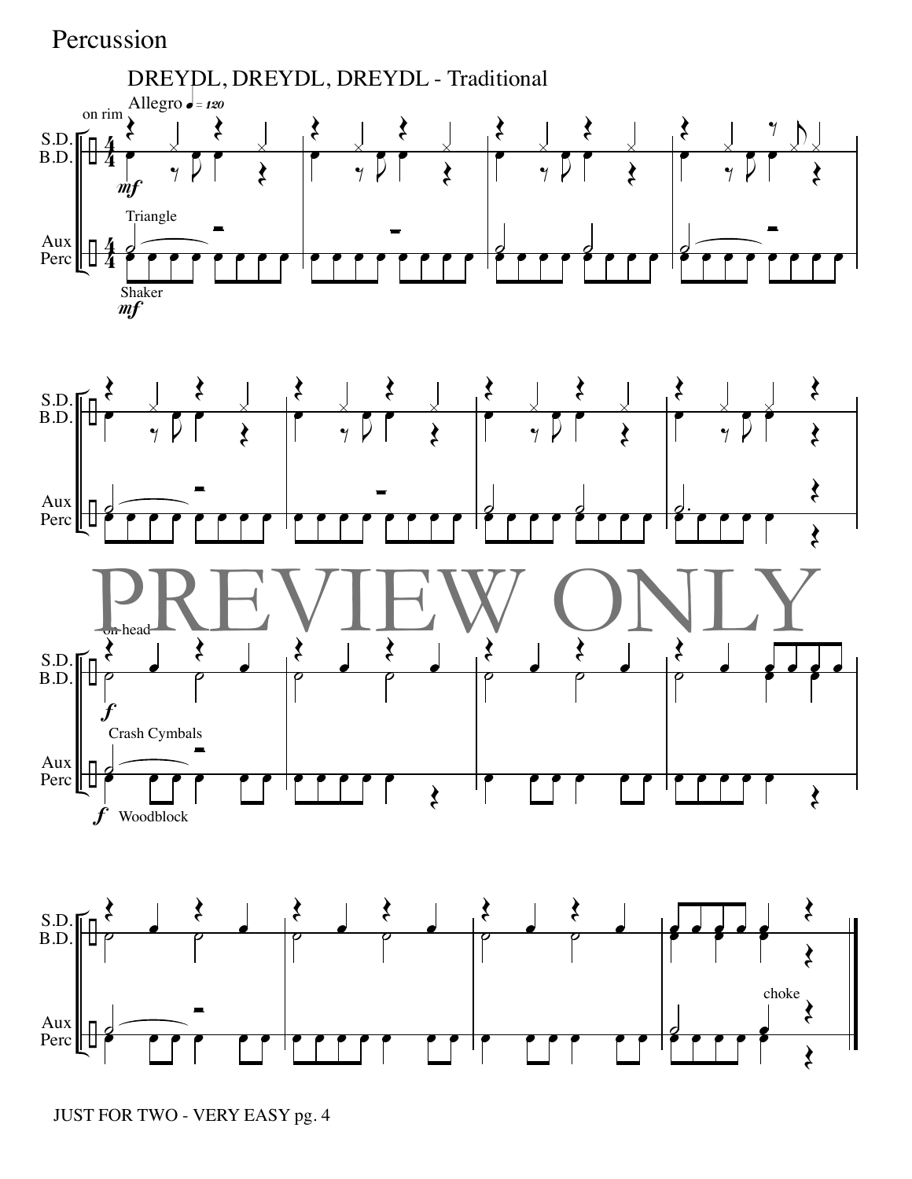# Percussion

## DREYDL, DREYDL, DREYDL - Traditional

Allegro ♩ = 120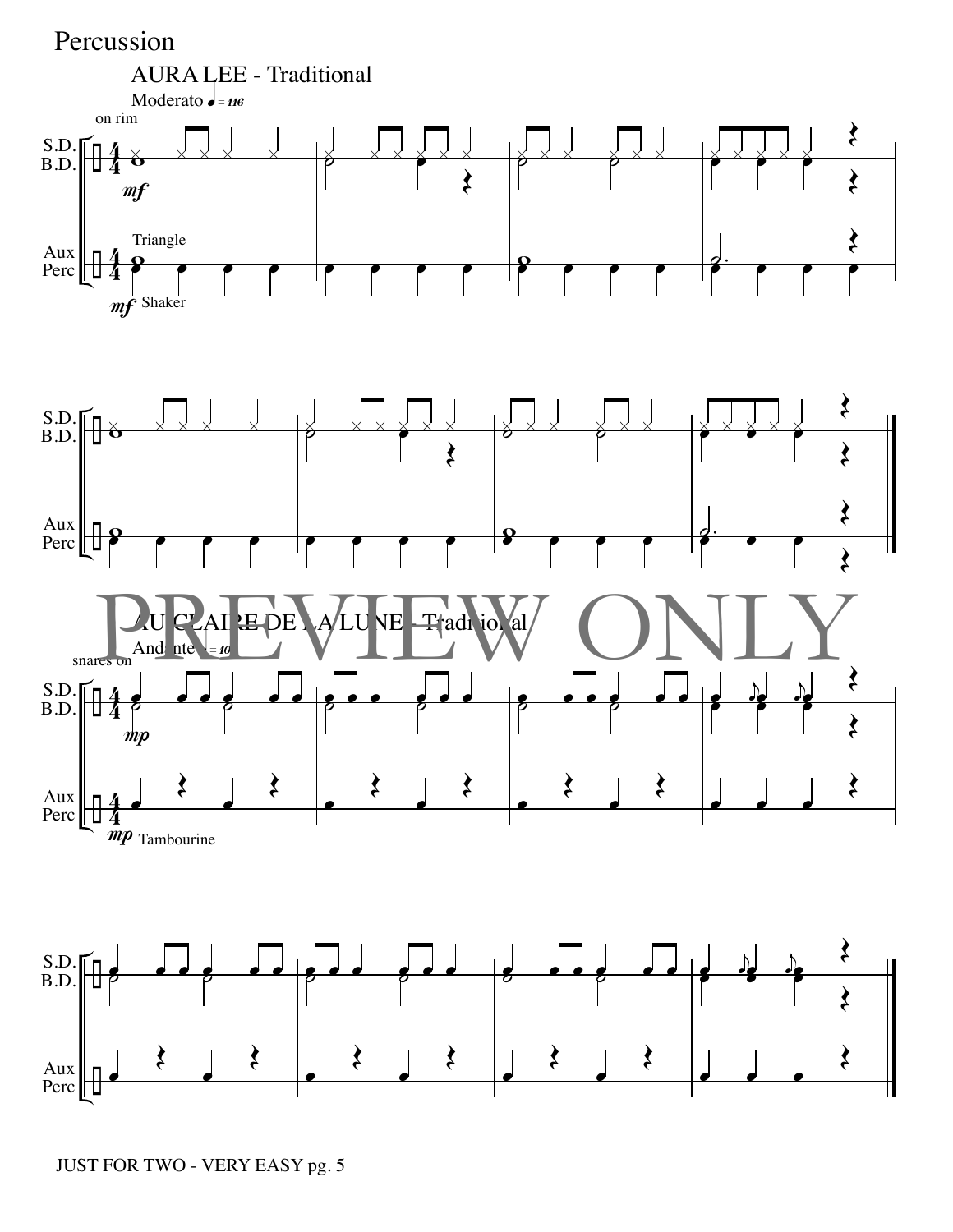# Percussion

## AURA LEE - Traditional

## AU CLAIRE DE LA LUNE - Traditional

PREVIEW ONLY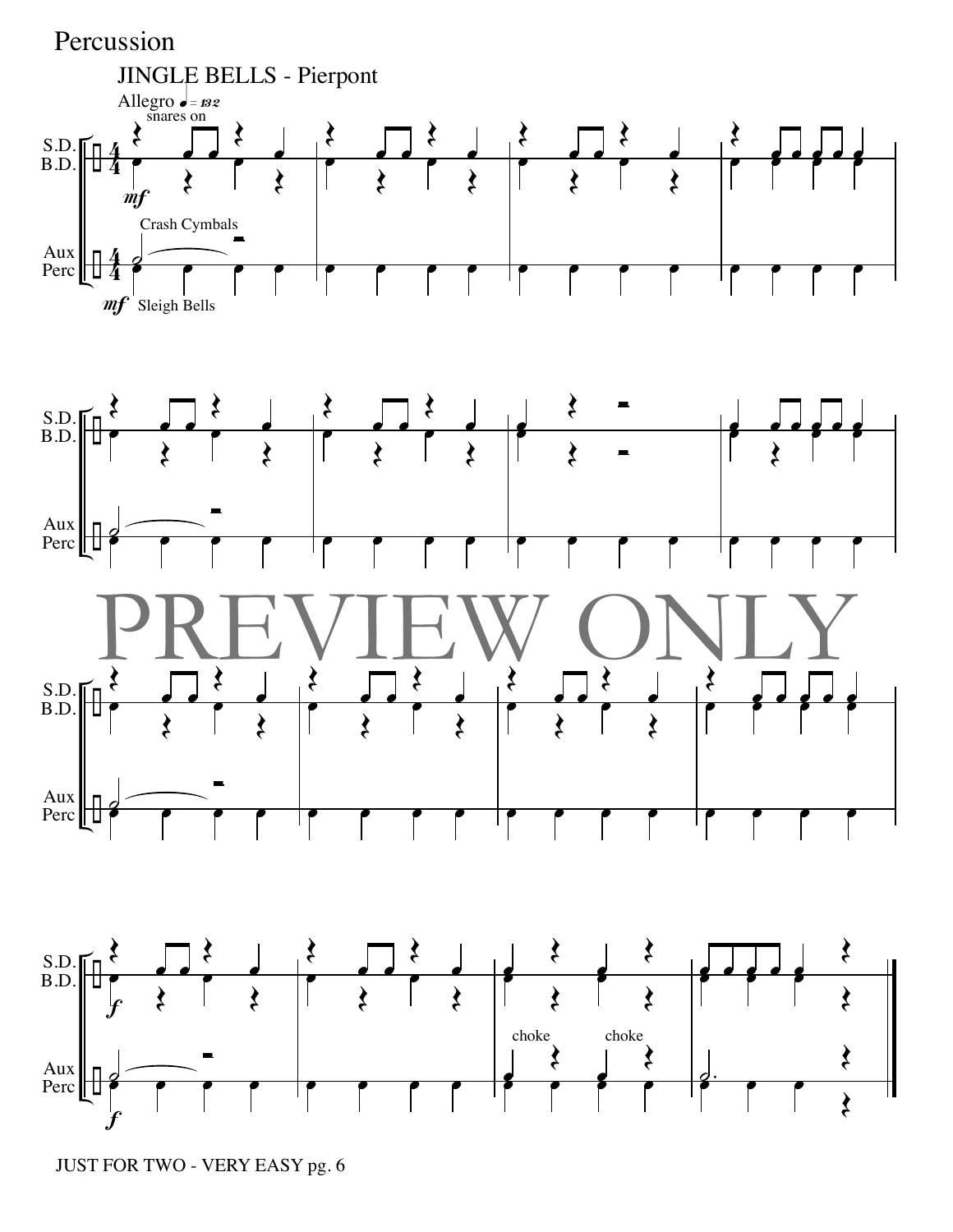Percussion

# JINGLE BELLS - Pierpont

Allegro ♩ = 132

snares on

S.D.
B.D.

*mf*

Crash Cymbals

Aux Perc

*mf* Sleigh Bells

PREVIEW ONLY

*f*

choke choke

*f*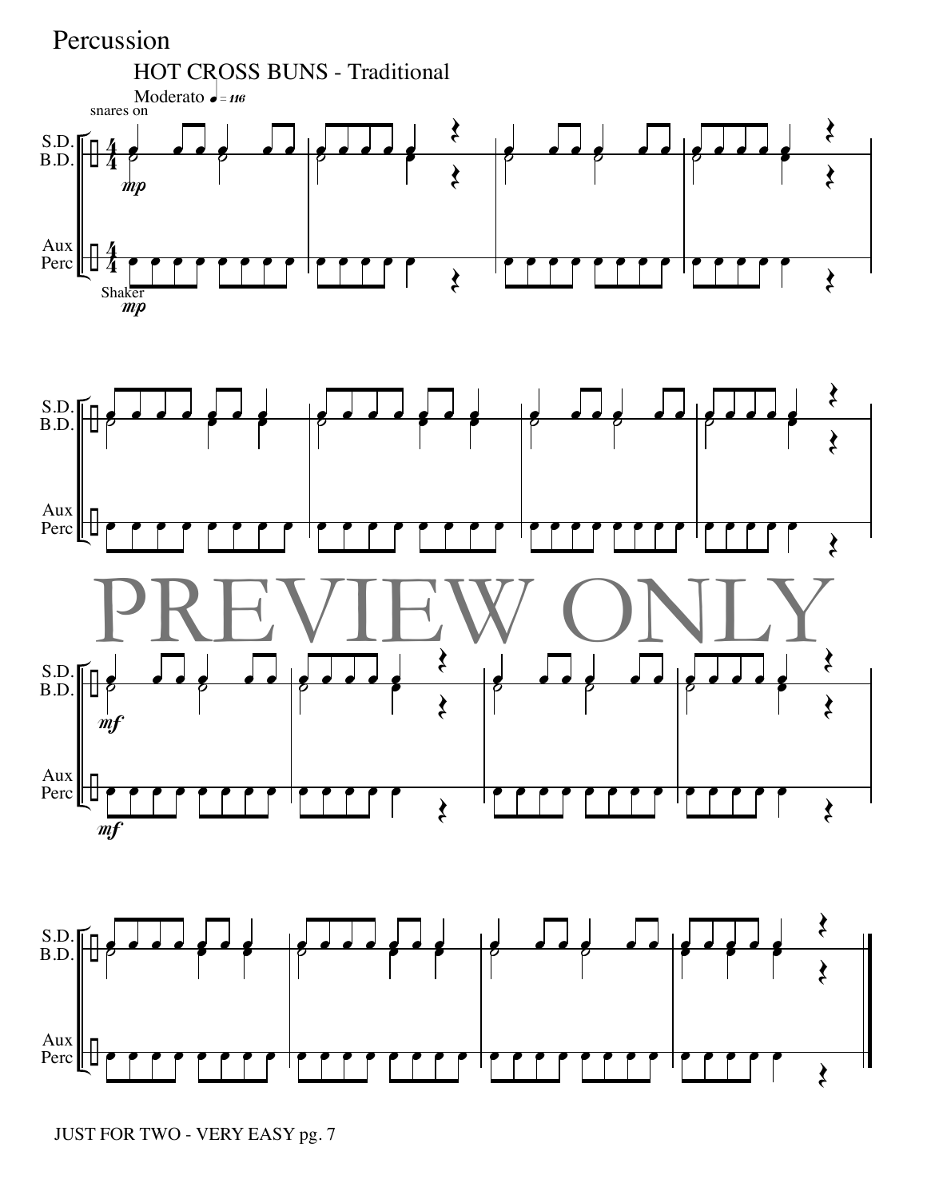Percussion

HOT CROSS BUNS - Traditional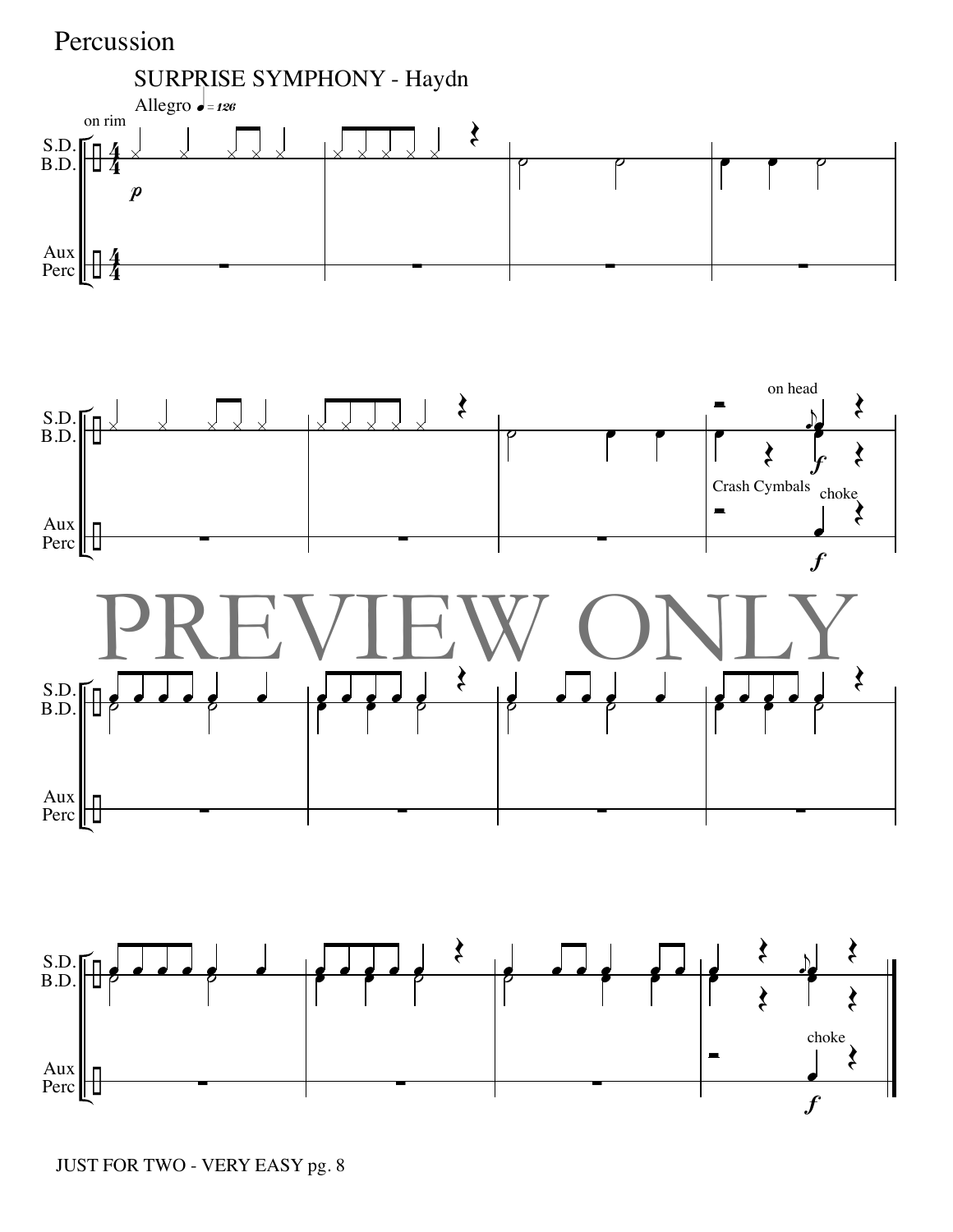Percussion

# SURPRISE SYMPHONY - Haydn

Allegro ♩= 126

S.D.
B.D.

Aux
Perc

on rim

*p*

on head

*f*

Crash Cymbals

choke

*f*

PREVIEW ONLY

choke

*f*

JUST FOR TWO - VERY EASY pg. 8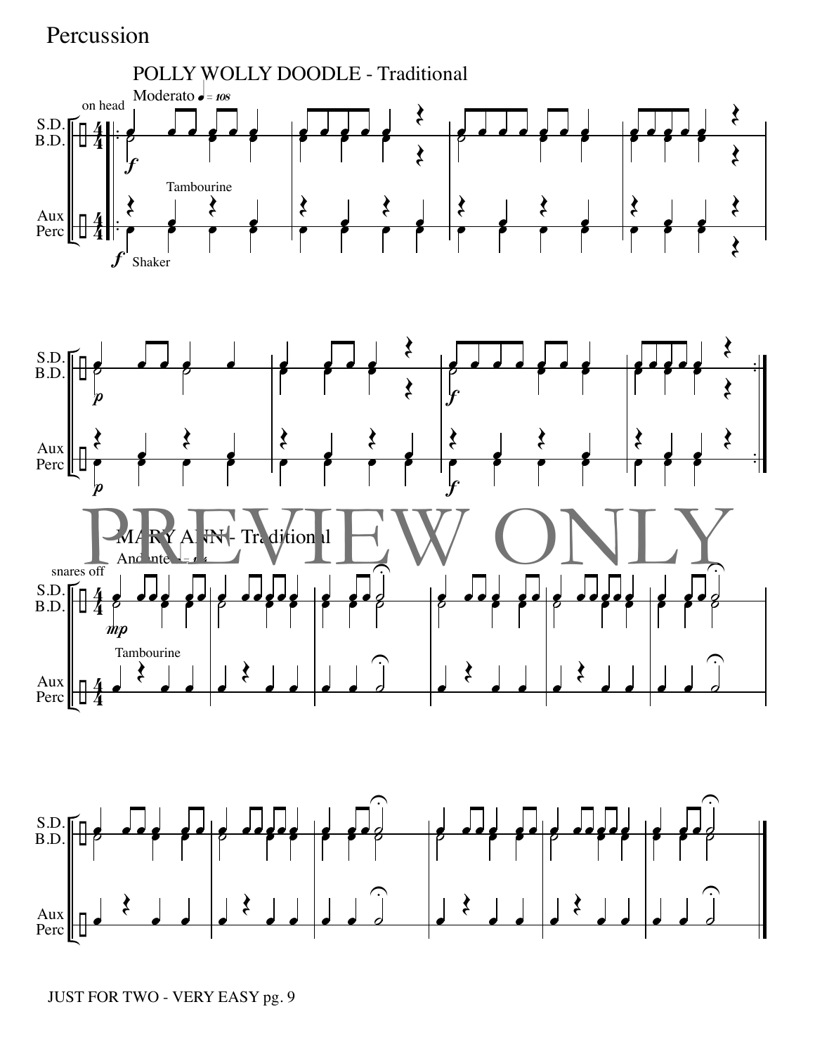Percussion

## POLLY WOLLY DOODLE - Traditional

Moderato ♩ = 108

## MARY ANN - Traditional

Andante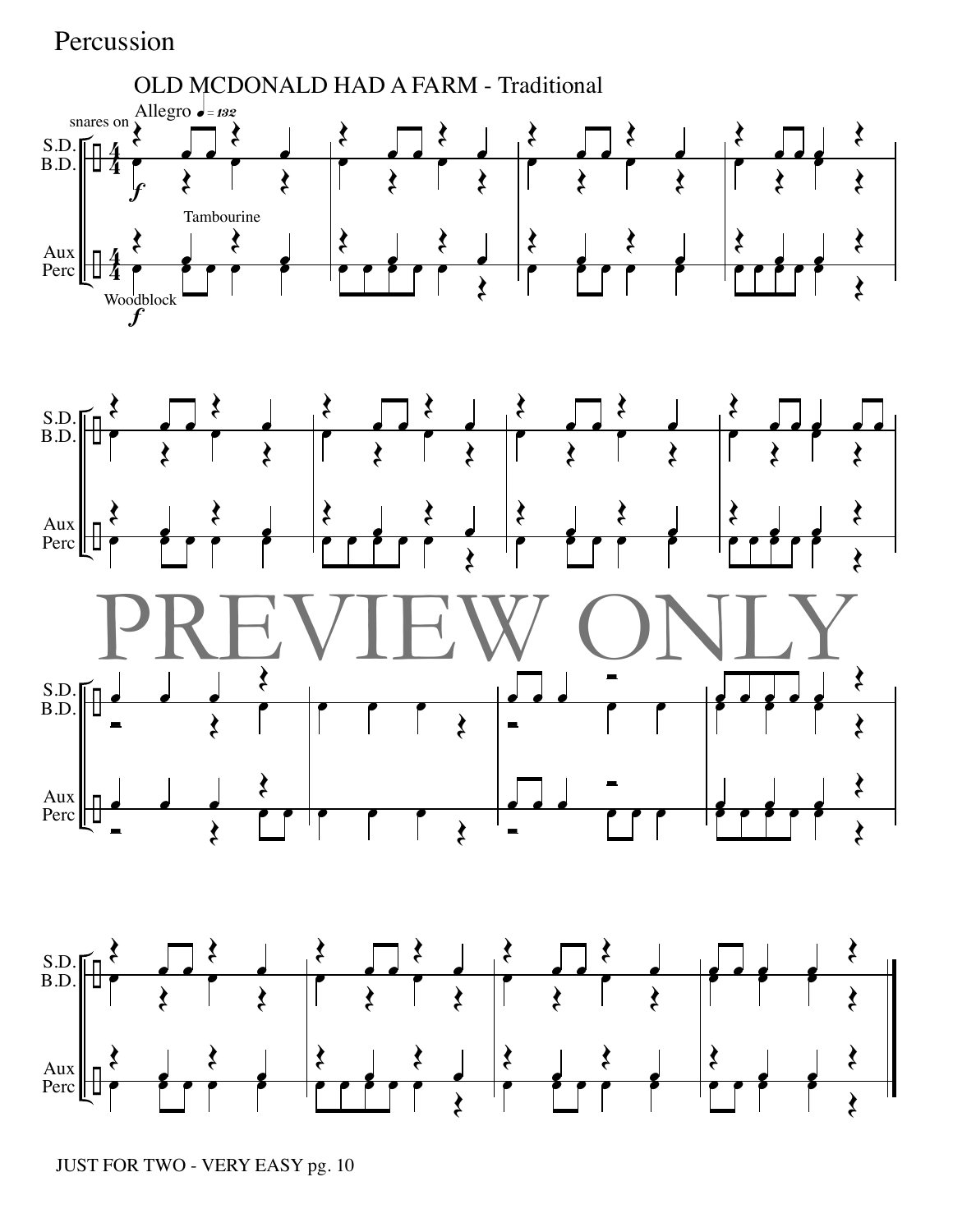Percussion

# OLD MCDONALD HAD A FARM - Traditional

Allegro ♩= 132

snares on

S.D.
B.D.

Tambourine

Aux
Perc

Woodblock

*f*

PREVIEW ONLY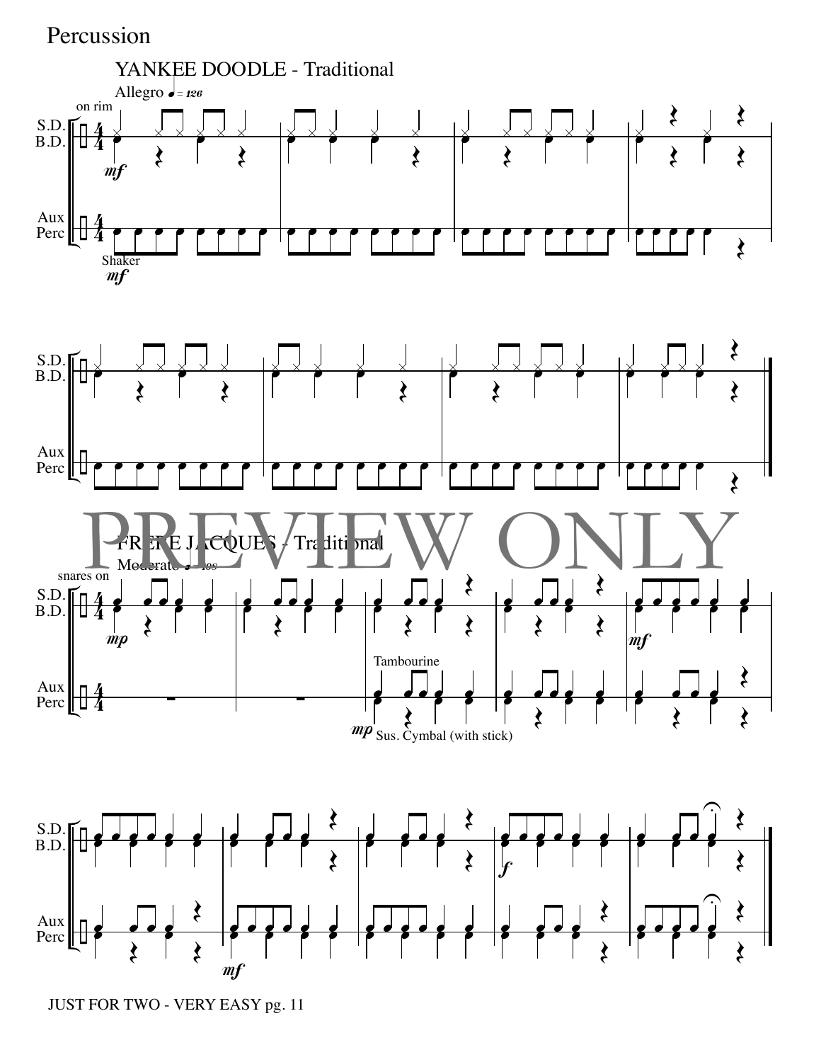# Percussion

## YANKEE DOODLE - Traditional

Allegro ♩ = 126

## FRERE JACQUES - Traditional

Moderato ♩ = 108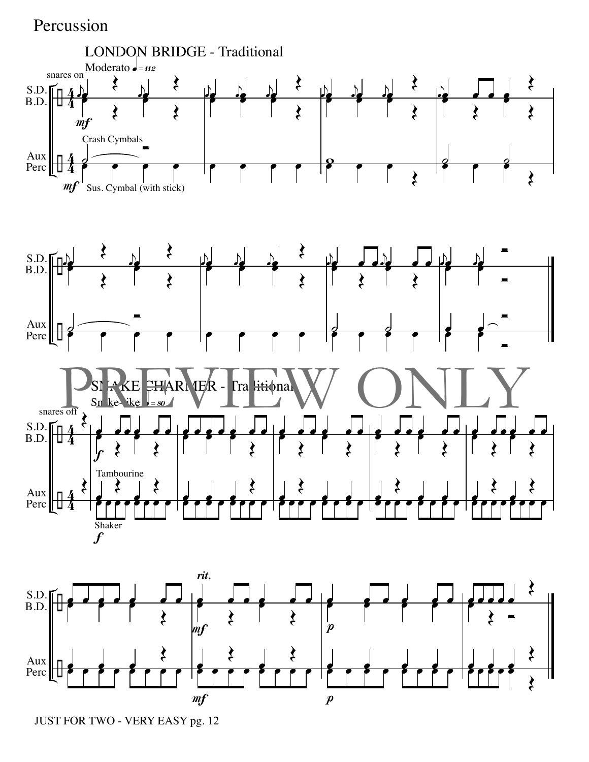Percussion

## LONDON BRIDGE - Traditional

Moderato ♩= 112

snares on

S.D. B.D.

*mf*

Crash Cymbals

Aux Perc

*mf* Sus. Cymbal (with stick)

PREVIEW ONLY

## SNAKE CHARMER - Traditional

Snake-like ♩= 80

snares off

S.D. B.D.

*f*

Tambourine

Aux Perc

Shaker

*f*

*rit.*

*mf*

*p*

*mf*

*p*

JUST FOR TWO - VERY EASY pg. 12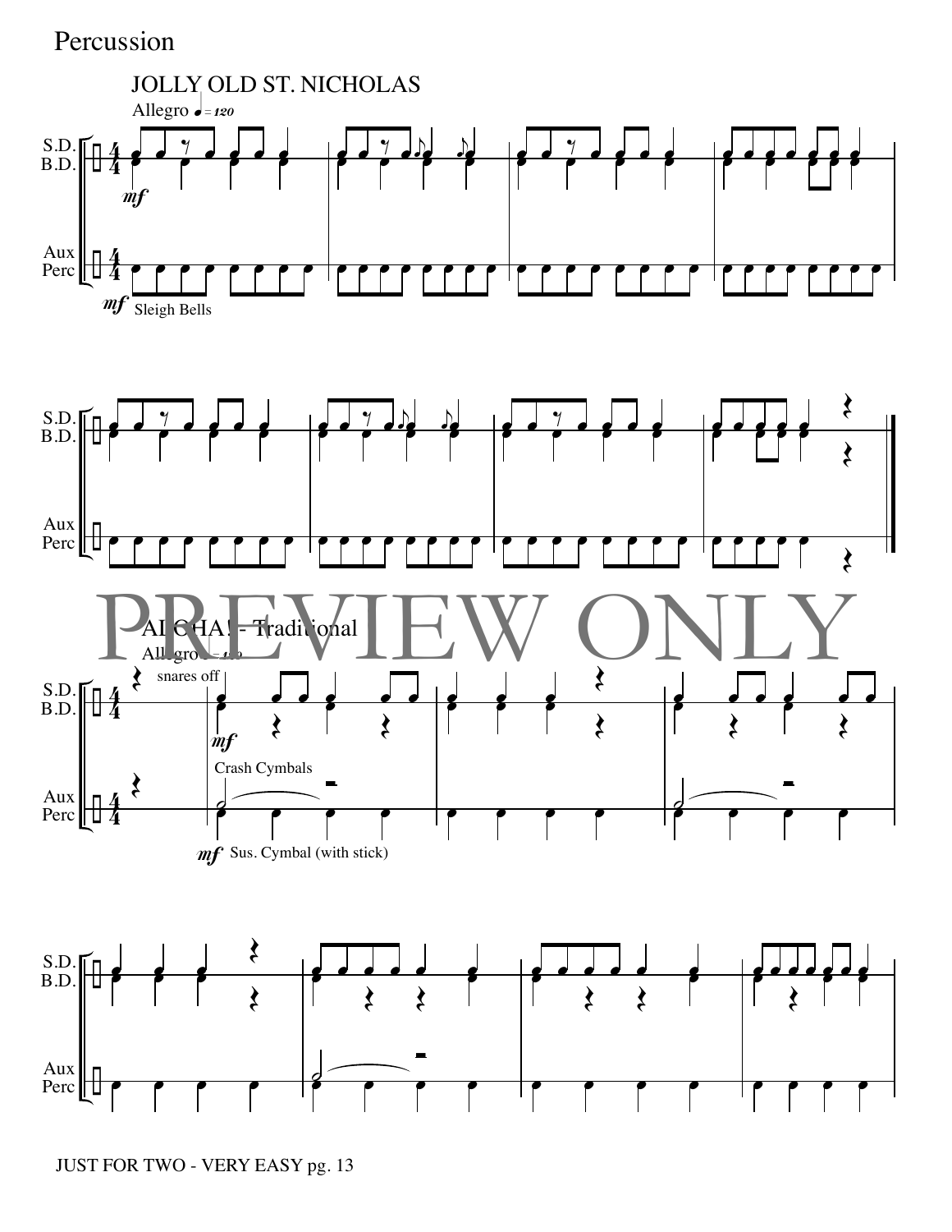Percussion

## JOLLY OLD ST. NICHOLAS

Allegro ♩= 120

S.D.
B.D.

*mf*

Aux Perc

*mf* Sleigh Bells

PREVIEW ONLY

## ALOHA! - Traditional

Allegro ♩= 120

snares off

S.D.
B.D.

*mf*

Crash Cymbals

Aux Perc

*mf* Sus. Cymbal (with stick)

S.D.
B.D.

Aux Perc

JUST FOR TWO - VERY EASY pg. 13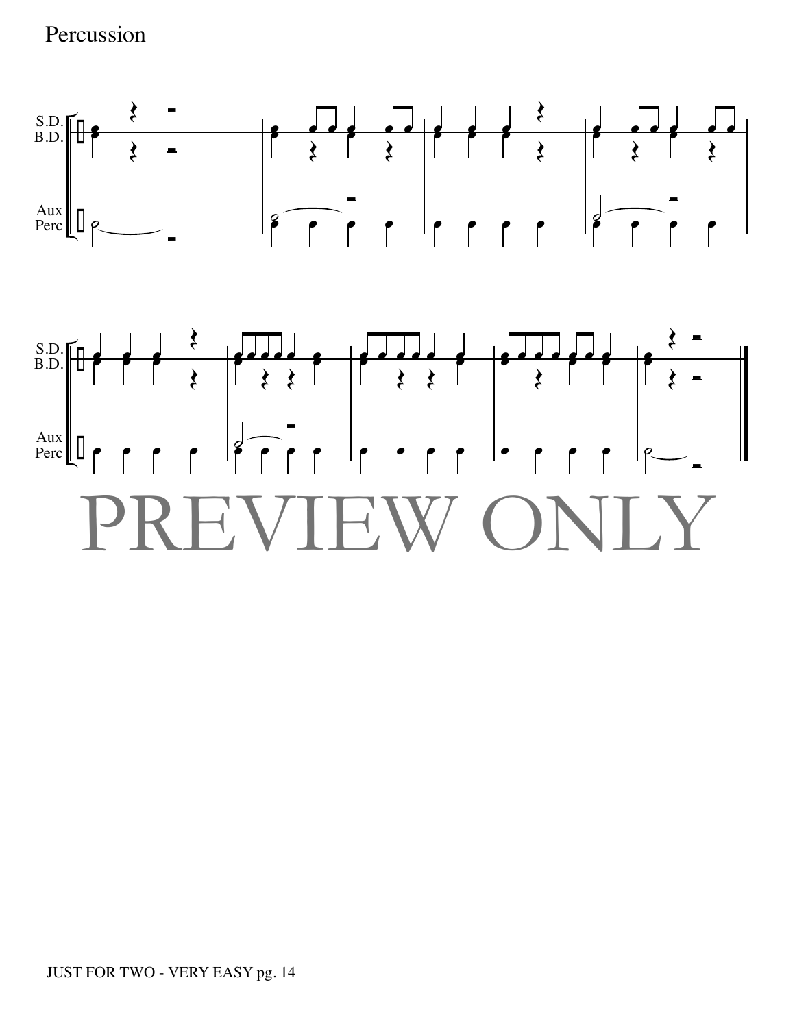Percussion

S.D.
B.D.

Aux
Perc

S.D.
B.D.

Aux
Perc

PREVIEW ONLY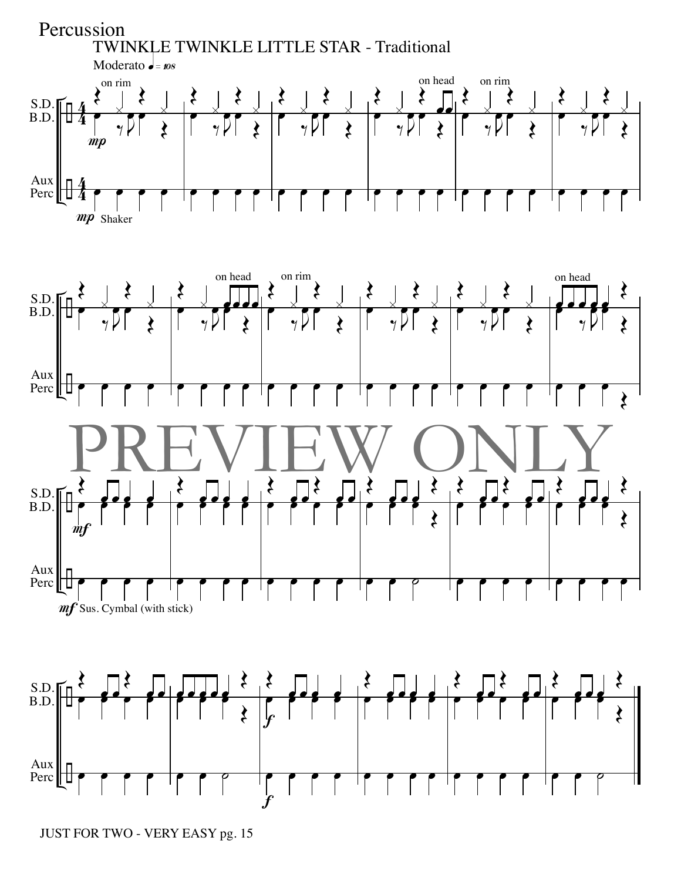Percussion

# TWINKLE TWINKLE LITTLE STAR - Traditional

Moderato ♩ = 108

S.D.
B.D.

Aux
Perc

on rim

on head

on rim

mp

mp Shaker

on head

on rim

on head

PREVIEW ONLY

mf

mf Sus. Cymbal (with stick)

f

f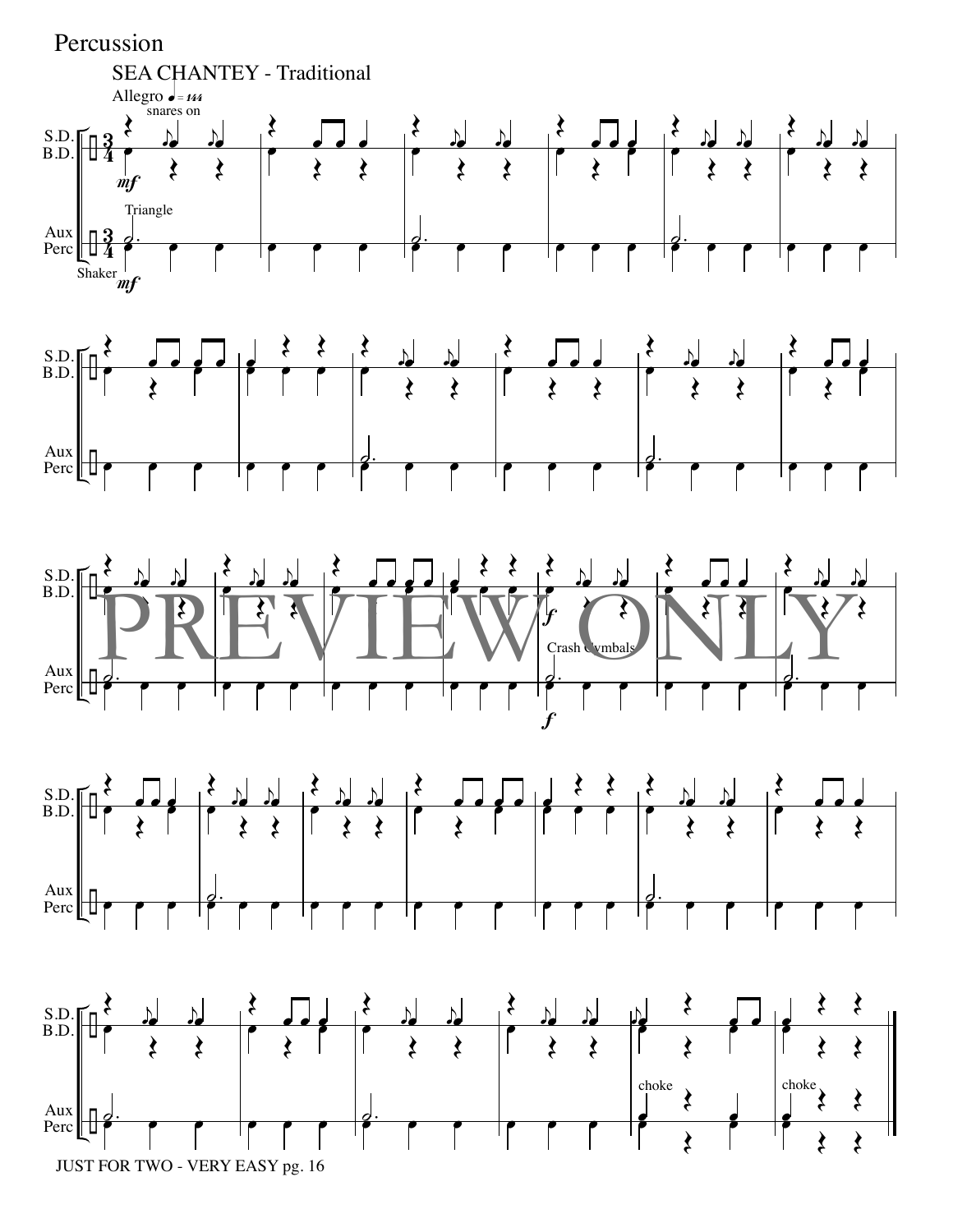Percussion

SEA CHANTEY - Traditional

Allegro ♩= 144

JUST FOR TWO - VERY EASY pg. 16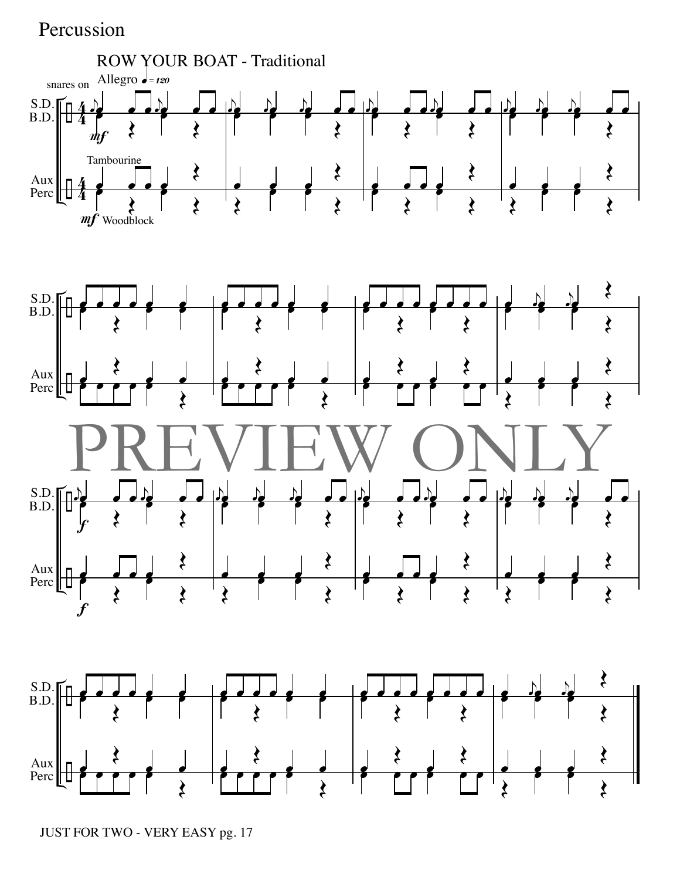Percussion

## ROW YOUR BOAT - Traditional

Allegro ♩ = 120

snares on

S.D.
B.D.

Tambourine

Aux
Perc

*mf* Woodblock

PREVIEW ONLY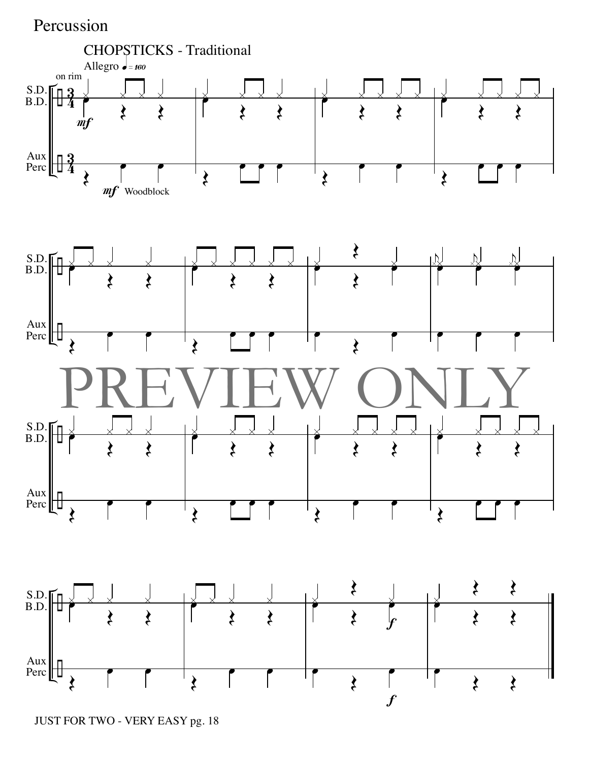Percussion

CHOPSTICKS - Traditional

Allegro ♩ = 160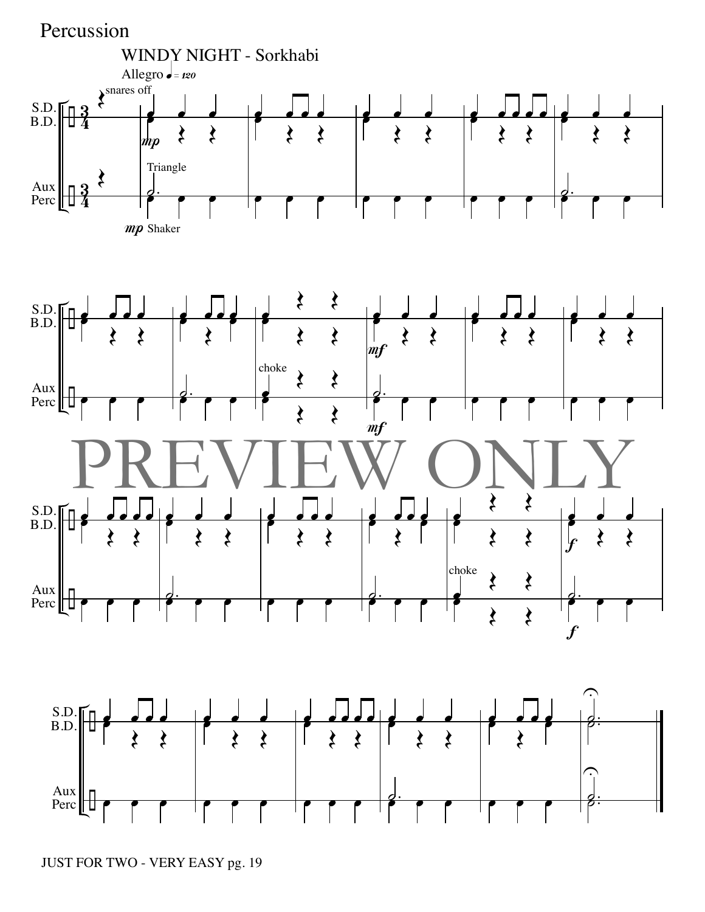Percussion

WINDY NIGHT - Sorkhabi

Allegro ♩ = 120

PREVIEW ONLY

JUST FOR TWO - VERY EASY pg. 19